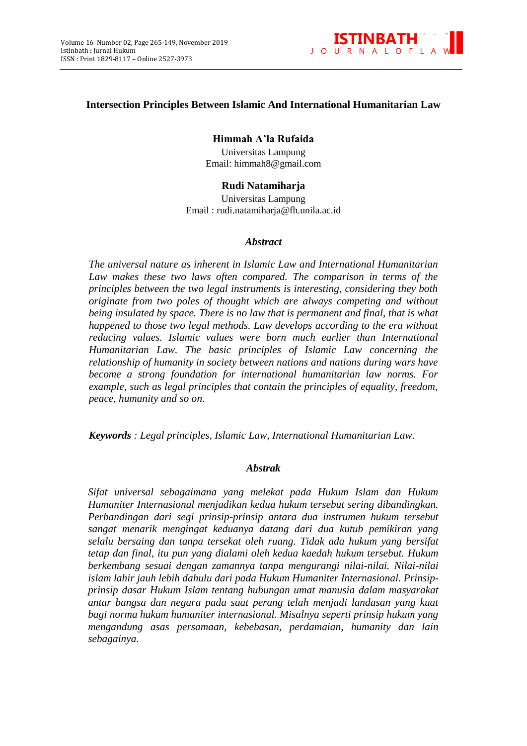# Intersection Principles Between Islamic And International Humanitarian Law

**Himmah A'la Rufaida**
Universitas Lampung
Email: himmah8@gmail.com

**Rudi Natamiharja**
Universitas Lampung
Email : rudi.natamiharja@fh.unila.ac.id

## *Abstract*

*The universal nature as inherent in Islamic Law and International Humanitarian Law makes these two laws often compared. The comparison in terms of the principles between the two legal instruments is interesting, considering they both originate from two poles of thought which are always competing and without being insulated by space. There is no law that is permanent and final, that is what happened to those two legal methods. Law develops according to the era without reducing values. Islamic values were born much earlier than International Humanitarian Law. The basic principles of Islamic Law concerning the relationship of humanity in society between nations and nations during wars have become a strong foundation for international humanitarian law norms. For example, such as legal principles that contain the principles of equality, freedom, peace, humanity and so on.*

***Keywords** : Legal principles, Islamic Law, International Humanitarian Law.*

## *Abstrak*

*Sifat universal sebagaimana yang melekat pada Hukum Islam dan Hukum Humaniter Internasional menjadikan kedua hukum tersebut sering dibandingkan. Perbandingan dari segi prinsip-prinsip antara dua instrumen hukum tersebut sangat menarik mengingat keduanya datang dari dua kutub pemikiran yang selalu bersaing dan tanpa tersekat oleh ruang. Tidak ada hukum yang bersifat tetap dan final, itu pun yang dialami oleh kedua kaedah hukum tersebut. Hukum berkembang sesuai dengan zamannya tanpa mengurangi nilai-nilai. Nilai-nilai islam lahir jauh lebih dahulu dari pada Hukum Humaniter Internasional. Prinsip-prinsip dasar Hukum Islam tentang hubungan umat manusia dalam masyarakat antar bangsa dan negara pada saat perang telah menjadi landasan yang kuat bagi norma hukum humaniter internasional. Misalnya seperti prinsip hukum yang mengandung asas persamaan, kebebasan, perdamaian, humanity dan lain sebagainya.*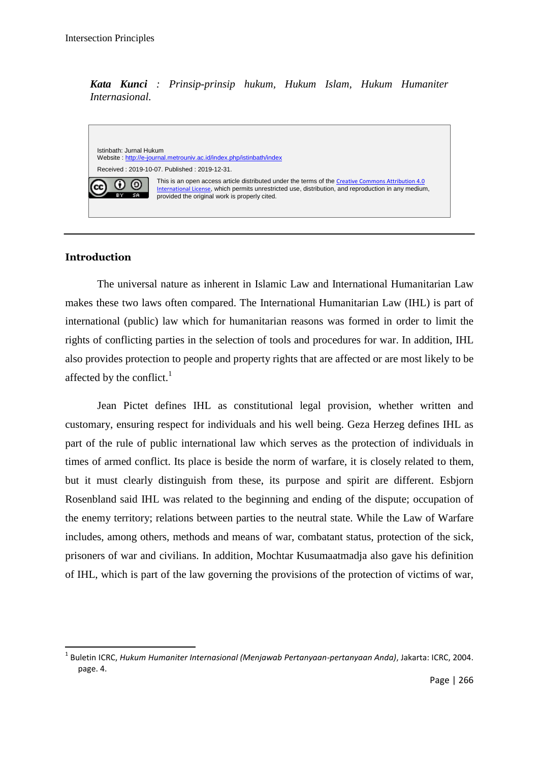***Kata Kunci** : Prinsip-prinsip hukum, Hukum Islam, Hukum Humaniter Internasional.*

Istinbath: Jurnal Hukum
Website : http://e-journal.metrouniv.ac.id/index.php/istinbath/index
Received : 2019-10-07. Published : 2019-12-31.

This is an open access article distributed under the terms of the Creative Commons Attribution 4.0 International License, which permits unrestricted use, distribution, and reproduction in any medium, provided the original work is properly cited.

---

## Introduction

The universal nature as inherent in Islamic Law and International Humanitarian Law makes these two laws often compared. The International Humanitarian Law (IHL) is part of international (public) law which for humanitarian reasons was formed in order to limit the rights of conflicting parties in the selection of tools and procedures for war. In addition, IHL also provides protection to people and property rights that are affected or are most likely to be affected by the conflict.[1]

Jean Pictet defines IHL as constitutional legal provision, whether written and customary, ensuring respect for individuals and his well being. Geza Herzeg defines IHL as part of the rule of public international law which serves as the protection of individuals in times of armed conflict. Its place is beside the norm of warfare, it is closely related to them, but it must clearly distinguish from these, its purpose and spirit are different. Esbjorn Rosenbland said IHL was related to the beginning and ending of the dispute; occupation of the enemy territory; relations between parties to the neutral state. While the Law of Warfare includes, among others, methods and means of war, combatant status, protection of the sick, prisoners of war and civilians. In addition, Mochtar Kusumaatmadja also gave his definition of IHL, which is part of the law governing the provisions of the protection of victims of war,

---

[1] Buletin ICRC, *Hukum Humaniter Internasional (Menjawab Pertanyaan-pertanyaan Anda)*, Jakarta: ICRC, 2004. page. 4.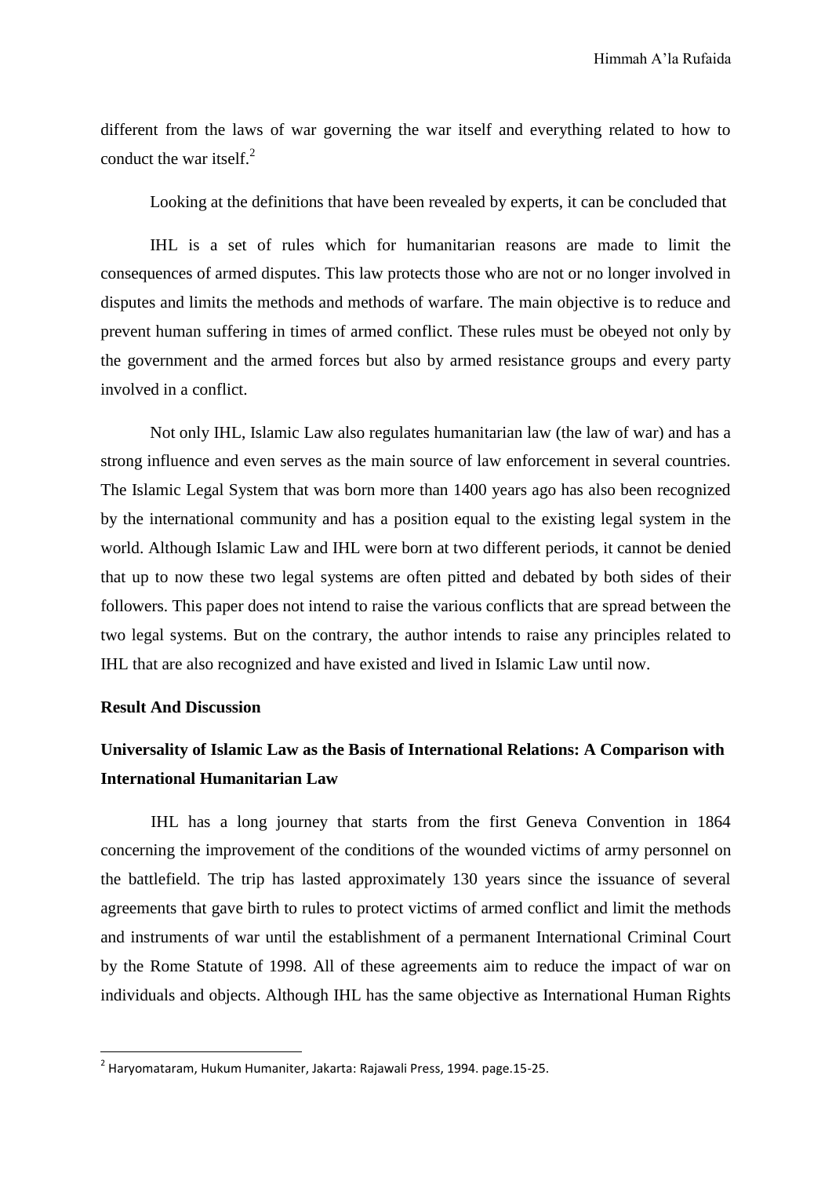different from the laws of war governing the war itself and everything related to how to conduct the war itself.[2]

Looking at the definitions that have been revealed by experts, it can be concluded that

IHL is a set of rules which for humanitarian reasons are made to limit the consequences of armed disputes. This law protects those who are not or no longer involved in disputes and limits the methods and methods of warfare. The main objective is to reduce and prevent human suffering in times of armed conflict. These rules must be obeyed not only by the government and the armed forces but also by armed resistance groups and every party involved in a conflict.

Not only IHL, Islamic Law also regulates humanitarian law (the law of war) and has a strong influence and even serves as the main source of law enforcement in several countries. The Islamic Legal System that was born more than 1400 years ago has also been recognized by the international community and has a position equal to the existing legal system in the world. Although Islamic Law and IHL were born at two different periods, it cannot be denied that up to now these two legal systems are often pitted and debated by both sides of their followers. This paper does not intend to raise the various conflicts that are spread between the two legal systems. But on the contrary, the author intends to raise any principles related to IHL that are also recognized and have existed and lived in Islamic Law until now.

## Result And Discussion

### Universality of Islamic Law as the Basis of International Relations: A Comparison with International Humanitarian Law

IHL has a long journey that starts from the first Geneva Convention in 1864 concerning the improvement of the conditions of the wounded victims of army personnel on the battlefield. The trip has lasted approximately 130 years since the issuance of several agreements that gave birth to rules to protect victims of armed conflict and limit the methods and instruments of war until the establishment of a permanent International Criminal Court by the Rome Statute of 1998. All of these agreements aim to reduce the impact of war on individuals and objects. Although IHL has the same objective as International Human Rights

[2] Haryomataram, Hukum Humaniter, Jakarta: Rajawali Press, 1994. page.15-25.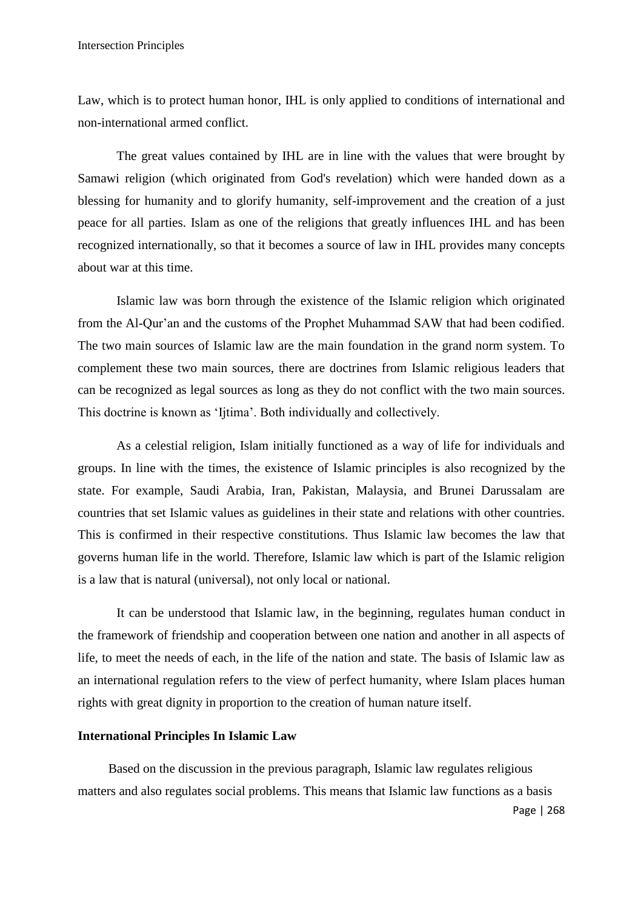Law, which is to protect human honor, IHL is only applied to conditions of international and non-international armed conflict.

The great values contained by IHL are in line with the values that were brought by Samawi religion (which originated from God's revelation) which were handed down as a blessing for humanity and to glorify humanity, self-improvement and the creation of a just peace for all parties. Islam as one of the religions that greatly influences IHL and has been recognized internationally, so that it becomes a source of law in IHL provides many concepts about war at this time.

Islamic law was born through the existence of the Islamic religion which originated from the Al-Qur'an and the customs of the Prophet Muhammad SAW that had been codified. The two main sources of Islamic law are the main foundation in the grand norm system. To complement these two main sources, there are doctrines from Islamic religious leaders that can be recognized as legal sources as long as they do not conflict with the two main sources. This doctrine is known as 'Ijtima'. Both individually and collectively.

As a celestial religion, Islam initially functioned as a way of life for individuals and groups. In line with the times, the existence of Islamic principles is also recognized by the state. For example, Saudi Arabia, Iran, Pakistan, Malaysia, and Brunei Darussalam are countries that set Islamic values as guidelines in their state and relations with other countries. This is confirmed in their respective constitutions. Thus Islamic law becomes the law that governs human life in the world. Therefore, Islamic law which is part of the Islamic religion is a law that is natural (universal), not only local or national.

It can be understood that Islamic law, in the beginning, regulates human conduct in the framework of friendship and cooperation between one nation and another in all aspects of life, to meet the needs of each, in the life of the nation and state. The basis of Islamic law as an international regulation refers to the view of perfect humanity, where Islam places human rights with great dignity in proportion to the creation of human nature itself.

**International Principles In Islamic Law**

Based on the discussion in the previous paragraph, Islamic law regulates religious matters and also regulates social problems. This means that Islamic law functions as a basis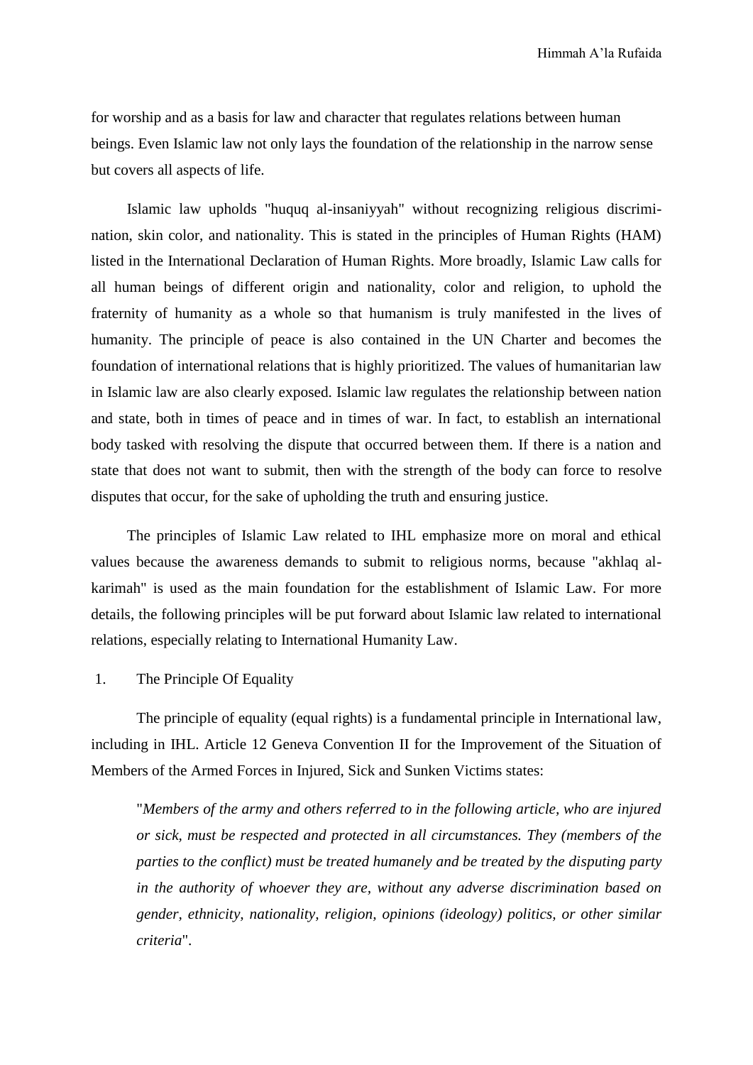for worship and as a basis for law and character that regulates relations between human beings. Even Islamic law not only lays the foundation of the relationship in the narrow sense but covers all aspects of life.

Islamic law upholds "huquq al-insaniyyah" without recognizing religious discrimination, skin color, and nationality. This is stated in the principles of Human Rights (HAM) listed in the International Declaration of Human Rights. More broadly, Islamic Law calls for all human beings of different origin and nationality, color and religion, to uphold the fraternity of humanity as a whole so that humanism is truly manifested in the lives of humanity. The principle of peace is also contained in the UN Charter and becomes the foundation of international relations that is highly prioritized. The values of humanitarian law in Islamic law are also clearly exposed. Islamic law regulates the relationship between nation and state, both in times of peace and in times of war. In fact, to establish an international body tasked with resolving the dispute that occurred between them. If there is a nation and state that does not want to submit, then with the strength of the body can force to resolve disputes that occur, for the sake of upholding the truth and ensuring justice.

The principles of Islamic Law related to IHL emphasize more on moral and ethical values because the awareness demands to submit to religious norms, because "akhlaq al-karimah" is used as the main foundation for the establishment of Islamic Law. For more details, the following principles will be put forward about Islamic law related to international relations, especially relating to International Humanity Law.

1. The Principle Of Equality

The principle of equality (equal rights) is a fundamental principle in International law, including in IHL. Article 12 Geneva Convention II for the Improvement of the Situation of Members of the Armed Forces in Injured, Sick and Sunken Victims states:

> "*Members of the army and others referred to in the following article, who are injured or sick, must be respected and protected in all circumstances. They (members of the parties to the conflict) must be treated humanely and be treated by the disputing party in the authority of whoever they are, without any adverse discrimination based on gender, ethnicity, nationality, religion, opinions (ideology) politics, or other similar criteria*".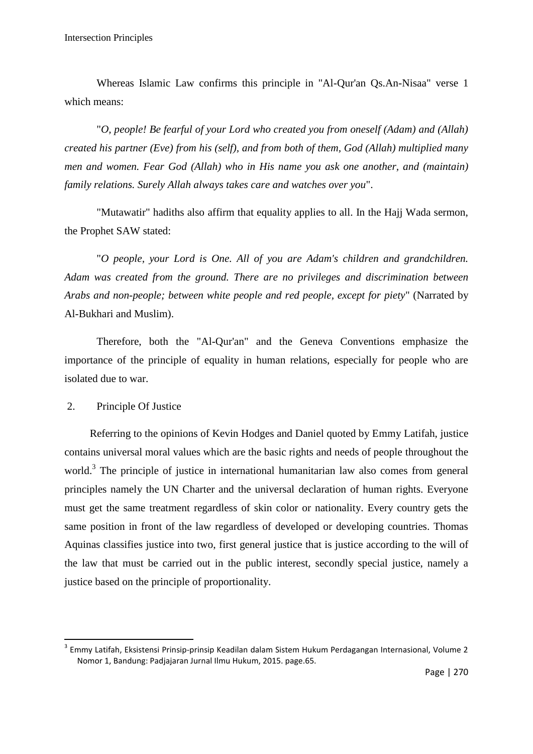Whereas Islamic Law confirms this principle in "Al-Qur'an Qs.An-Nisaa" verse 1 which means:

"*O, people! Be fearful of your Lord who created you from oneself (Adam) and (Allah) created his partner (Eve) from his (self), and from both of them, God (Allah) multiplied many men and women. Fear God (Allah) who in His name you ask one another, and (maintain) family relations. Surely Allah always takes care and watches over you*".

"Mutawatir" hadiths also affirm that equality applies to all. In the Hajj Wada sermon, the Prophet SAW stated:

"*O people, your Lord is One. All of you are Adam's children and grandchildren. Adam was created from the ground. There are no privileges and discrimination between Arabs and non-people; between white people and red people, except for piety*" (Narrated by Al-Bukhari and Muslim).

Therefore, both the "Al-Qur'an" and the Geneva Conventions emphasize the importance of the principle of equality in human relations, especially for people who are isolated due to war.

2. Principle Of Justice

Referring to the opinions of Kevin Hodges and Daniel quoted by Emmy Latifah, justice contains universal moral values which are the basic rights and needs of people throughout the world.[3] The principle of justice in international humanitarian law also comes from general principles namely the UN Charter and the universal declaration of human rights. Everyone must get the same treatment regardless of skin color or nationality. Every country gets the same position in front of the law regardless of developed or developing countries. Thomas Aquinas classifies justice into two, first general justice that is justice according to the will of the law that must be carried out in the public interest, secondly special justice, namely a justice based on the principle of proportionality.

---

[3] Emmy Latifah, Eksistensi Prinsip-prinsip Keadilan dalam Sistem Hukum Perdagangan Internasional, Volume 2 Nomor 1, Bandung: Padjajaran Jurnal Ilmu Hukum, 2015. page.65.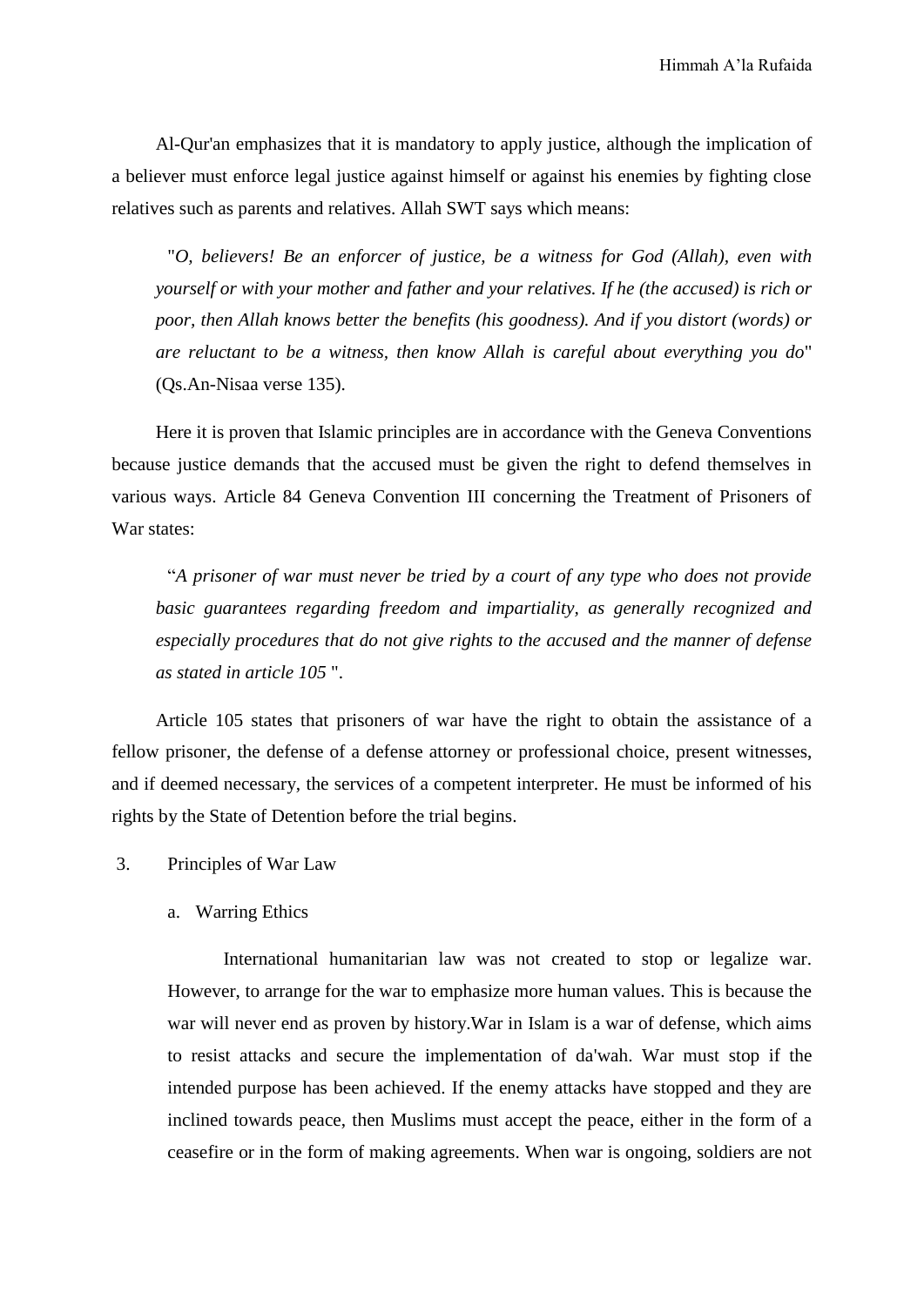Al-Qur'an emphasizes that it is mandatory to apply justice, although the implication of a believer must enforce legal justice against himself or against his enemies by fighting close relatives such as parents and relatives. Allah SWT says which means:

> "*O, believers! Be an enforcer of justice, be a witness for God (Allah), even with yourself or with your mother and father and your relatives. If he (the accused) is rich or poor, then Allah knows better the benefits (his goodness). And if you distort (words) or are reluctant to be a witness, then know Allah is careful about everything you do*" (Qs.An-Nisaa verse 135).

Here it is proven that Islamic principles are in accordance with the Geneva Conventions because justice demands that the accused must be given the right to defend themselves in various ways. Article 84 Geneva Convention III concerning the Treatment of Prisoners of War states:

> "*A prisoner of war must never be tried by a court of any type who does not provide basic guarantees regarding freedom and impartiality, as generally recognized and especially procedures that do not give rights to the accused and the manner of defense as stated in article 105* ".

Article 105 states that prisoners of war have the right to obtain the assistance of a fellow prisoner, the defense of a defense attorney or professional choice, present witnesses, and if deemed necessary, the services of a competent interpreter. He must be informed of his rights by the State of Detention before the trial begins.

3. Principles of War Law

   a. Warring Ethics

   International humanitarian law was not created to stop or legalize war. However, to arrange for the war to emphasize more human values. This is because the war will never end as proven by history.War in Islam is a war of defense, which aims to resist attacks and secure the implementation of da'wah. War must stop if the intended purpose has been achieved. If the enemy attacks have stopped and they are inclined towards peace, then Muslims must accept the peace, either in the form of a ceasefire or in the form of making agreements. When war is ongoing, soldiers are not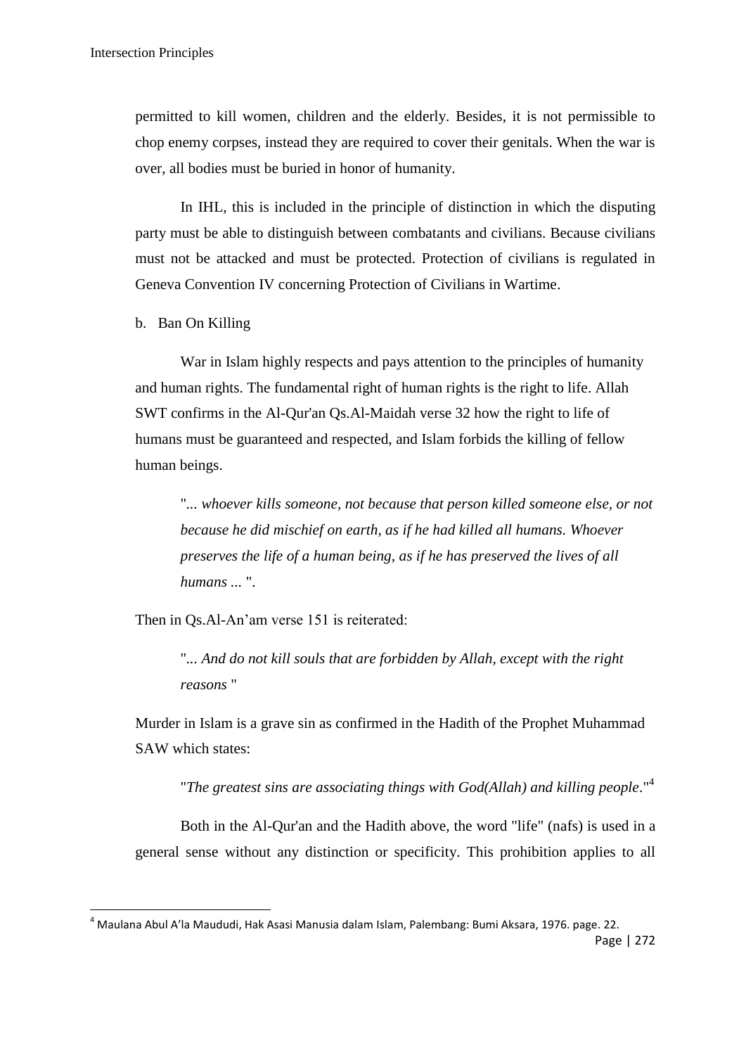permitted to kill women, children and the elderly. Besides, it is not permissible to chop enemy corpses, instead they are required to cover their genitals. When the war is over, all bodies must be buried in honor of humanity.

In IHL, this is included in the principle of distinction in which the disputing party must be able to distinguish between combatants and civilians. Because civilians must not be attacked and must be protected. Protection of civilians is regulated in Geneva Convention IV concerning Protection of Civilians in Wartime.

b. Ban On Killing

War in Islam highly respects and pays attention to the principles of humanity and human rights. The fundamental right of human rights is the right to life. Allah SWT confirms in the Al-Qur'an Qs.Al-Maidah verse 32 how the right to life of humans must be guaranteed and respected, and Islam forbids the killing of fellow human beings.

> "*... whoever kills someone, not because that person killed someone else, or not because he did mischief on earth, as if he had killed all humans. Whoever preserves the life of a human being, as if he has preserved the lives of all humans ...* ".

Then in Qs.Al-An'am verse 151 is reiterated:

> "*... And do not kill souls that are forbidden by Allah, except with the right reasons* "

Murder in Islam is a grave sin as confirmed in the Hadith of the Prophet Muhammad SAW which states:

> "*The greatest sins are associating things with God(Allah) and killing people*."[4]

Both in the Al-Qur'an and the Hadith above, the word "life" (nafs) is used in a general sense without any distinction or specificity. This prohibition applies to all

---

[4] Maulana Abul A'la Maududi, Hak Asasi Manusia dalam Islam, Palembang: Bumi Aksara, 1976. page. 22.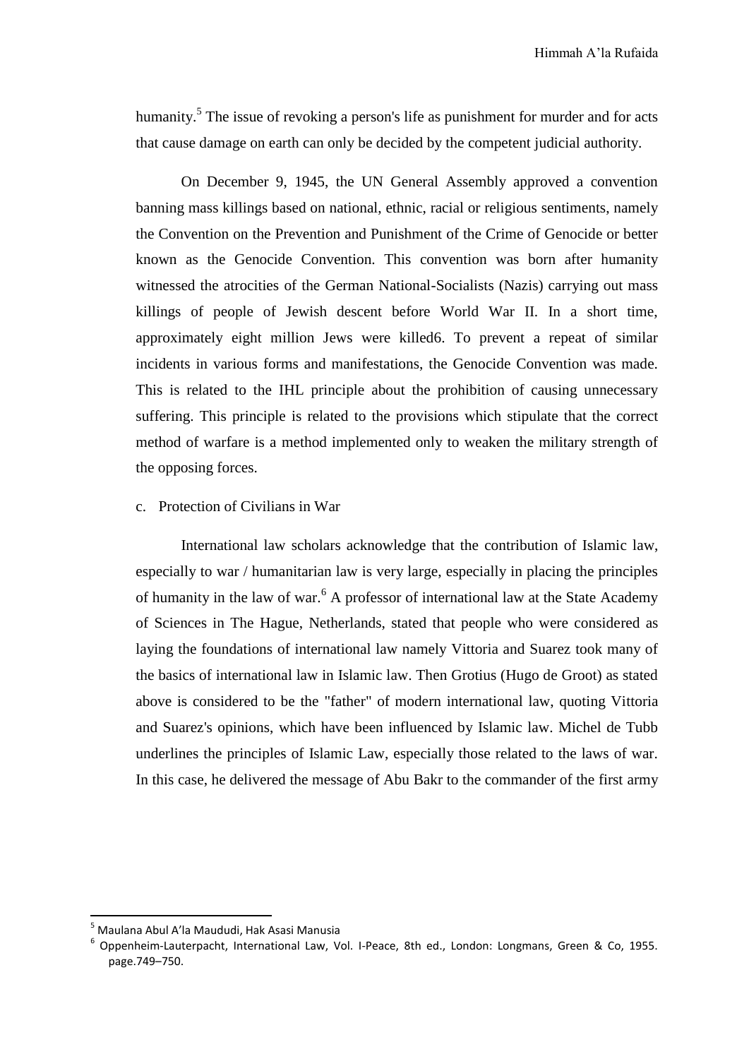humanity.[5] The issue of revoking a person's life as punishment for murder and for acts that cause damage on earth can only be decided by the competent judicial authority.

On December 9, 1945, the UN General Assembly approved a convention banning mass killings based on national, ethnic, racial or religious sentiments, namely the Convention on the Prevention and Punishment of the Crime of Genocide or better known as the Genocide Convention. This convention was born after humanity witnessed the atrocities of the German National-Socialists (Nazis) carrying out mass killings of people of Jewish descent before World War II. In a short time, approximately eight million Jews were killed6. To prevent a repeat of similar incidents in various forms and manifestations, the Genocide Convention was made. This is related to the IHL principle about the prohibition of causing unnecessary suffering. This principle is related to the provisions which stipulate that the correct method of warfare is a method implemented only to weaken the military strength of the opposing forces.

c. Protection of Civilians in War

International law scholars acknowledge that the contribution of Islamic law, especially to war / humanitarian law is very large, especially in placing the principles of humanity in the law of war.[6] A professor of international law at the State Academy of Sciences in The Hague, Netherlands, stated that people who were considered as laying the foundations of international law namely Vittoria and Suarez took many of the basics of international law in Islamic law. Then Grotius (Hugo de Groot) as stated above is considered to be the "father" of modern international law, quoting Vittoria and Suarez's opinions, which have been influenced by Islamic law. Michel de Tubb underlines the principles of Islamic Law, especially those related to the laws of war. In this case, he delivered the message of Abu Bakr to the commander of the first army

---

[5] Maulana Abul A'la Maududi, Hak Asasi Manusia

[6] Oppenheim-Lauterpacht, International Law, Vol. I-Peace, 8th ed., London: Longmans, Green & Co, 1955. page.749–750.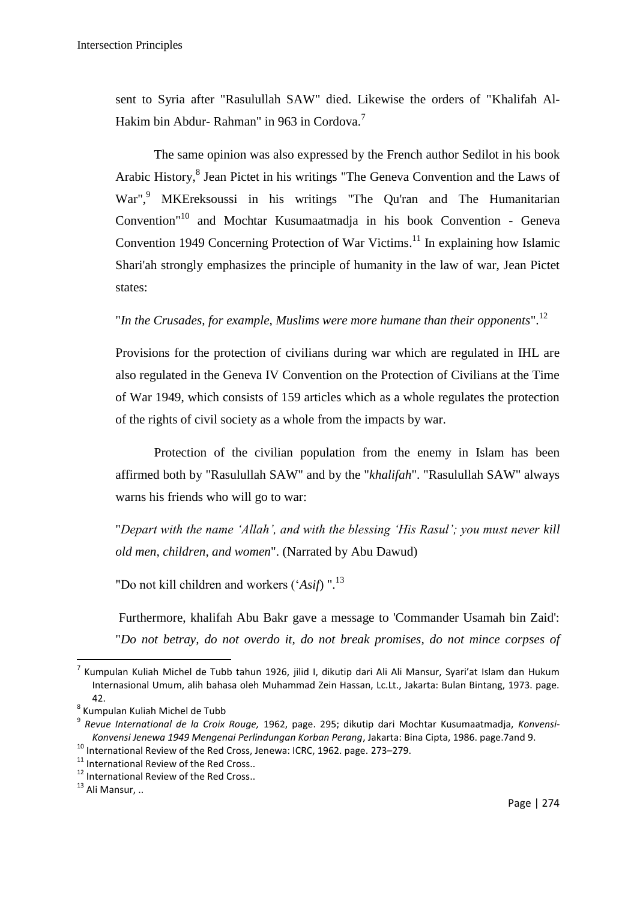sent to Syria after "Rasulullah SAW" died. Likewise the orders of "Khalifah Al-Hakim bin Abdur- Rahman" in 963 in Cordova.[7]

The same opinion was also expressed by the French author Sedilot in his book Arabic History,[8] Jean Pictet in his writings "The Geneva Convention and the Laws of War",[9] MKEreksoussi in his writings "The Qu'ran and The Humanitarian Convention"[10] and Mochtar Kusumaatmadja in his book Convention - Geneva Convention 1949 Concerning Protection of War Victims.[11] In explaining how Islamic Shari'ah strongly emphasizes the principle of humanity in the law of war, Jean Pictet states:

"*In the Crusades, for example, Muslims were more humane than their opponents*".[12]

Provisions for the protection of civilians during war which are regulated in IHL are also regulated in the Geneva IV Convention on the Protection of Civilians at the Time of War 1949, which consists of 159 articles which as a whole regulates the protection of the rights of civil society as a whole from the impacts by war.

Protection of the civilian population from the enemy in Islam has been affirmed both by "Rasulullah SAW" and by the "*khalifah*". "Rasulullah SAW" always warns his friends who will go to war:

"*Depart with the name 'Allah', and with the blessing 'His Rasul'; you must never kill old men, children, and women*". (Narrated by Abu Dawud)

"Do not kill children and workers ('*Asif*) ".[13]

Furthermore, khalifah Abu Bakr gave a message to 'Commander Usamah bin Zaid': "*Do not betray, do not overdo it, do not break promises, do not mince corpses of*

---

[7] Kumpulan Kuliah Michel de Tubb tahun 1926, jilid I, dikutip dari Ali Ali Mansur, Syari'at Islam dan Hukum Internasional Umum, alih bahasa oleh Muhammad Zein Hassan, Lc.Lt., Jakarta: Bulan Bintang, 1973. page. 42.

[8] Kumpulan Kuliah Michel de Tubb

[9] *Revue International de la Croix Rouge,* 1962, page. 295; dikutip dari Mochtar Kusumaatmadja, *Konvensi-Konvensi Jenewa 1949 Mengenai Perlindungan Korban Perang*, Jakarta: Bina Cipta, 1986. page.7and 9.

[10] International Review of the Red Cross, Jenewa: ICRC, 1962. page. 273–279.

[11] International Review of the Red Cross..

[12] International Review of the Red Cross..

[13] Ali Mansur, ..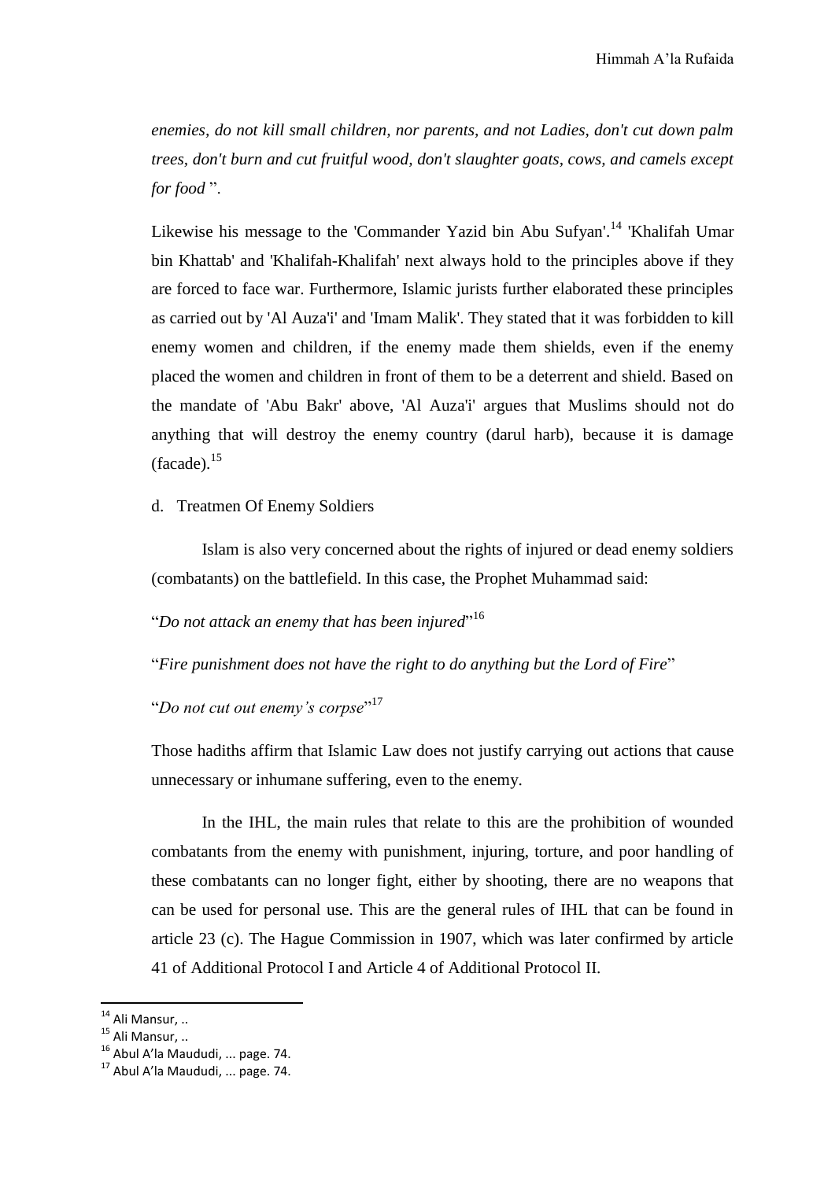*enemies, do not kill small children, nor parents, and not Ladies, don't cut down palm trees, don't burn and cut fruitful wood, don't slaughter goats, cows, and camels except for food* ".

Likewise his message to the 'Commander Yazid bin Abu Sufyan'.[14] 'Khalifah Umar bin Khattab' and 'Khalifah-Khalifah' next always hold to the principles above if they are forced to face war. Furthermore, Islamic jurists further elaborated these principles as carried out by 'Al Auza'i' and 'Imam Malik'. They stated that it was forbidden to kill enemy women and children, if the enemy made them shields, even if the enemy placed the women and children in front of them to be a deterrent and shield. Based on the mandate of 'Abu Bakr' above, 'Al Auza'i' argues that Muslims should not do anything that will destroy the enemy country (darul harb), because it is damage (facade).[15]

d. Treatmen Of Enemy Soldiers

Islam is also very concerned about the rights of injured or dead enemy soldiers (combatants) on the battlefield. In this case, the Prophet Muhammad said:

"*Do not attack an enemy that has been injured*"[16]

"*Fire punishment does not have the right to do anything but the Lord of Fire*"

"*Do not cut out enemy's corpse*"[17]

Those hadiths affirm that Islamic Law does not justify carrying out actions that cause unnecessary or inhumane suffering, even to the enemy.

In the IHL, the main rules that relate to this are the prohibition of wounded combatants from the enemy with punishment, injuring, torture, and poor handling of these combatants can no longer fight, either by shooting, there are no weapons that can be used for personal use. This are the general rules of IHL that can be found in article 23 (c). The Hague Commission in 1907, which was later confirmed by article 41 of Additional Protocol I and Article 4 of Additional Protocol II.

---

[14] Ali Mansur, ..

[15] Ali Mansur, ..

[16] Abul A'la Maududi, ... page. 74.

[17] Abul A'la Maududi, ... page. 74.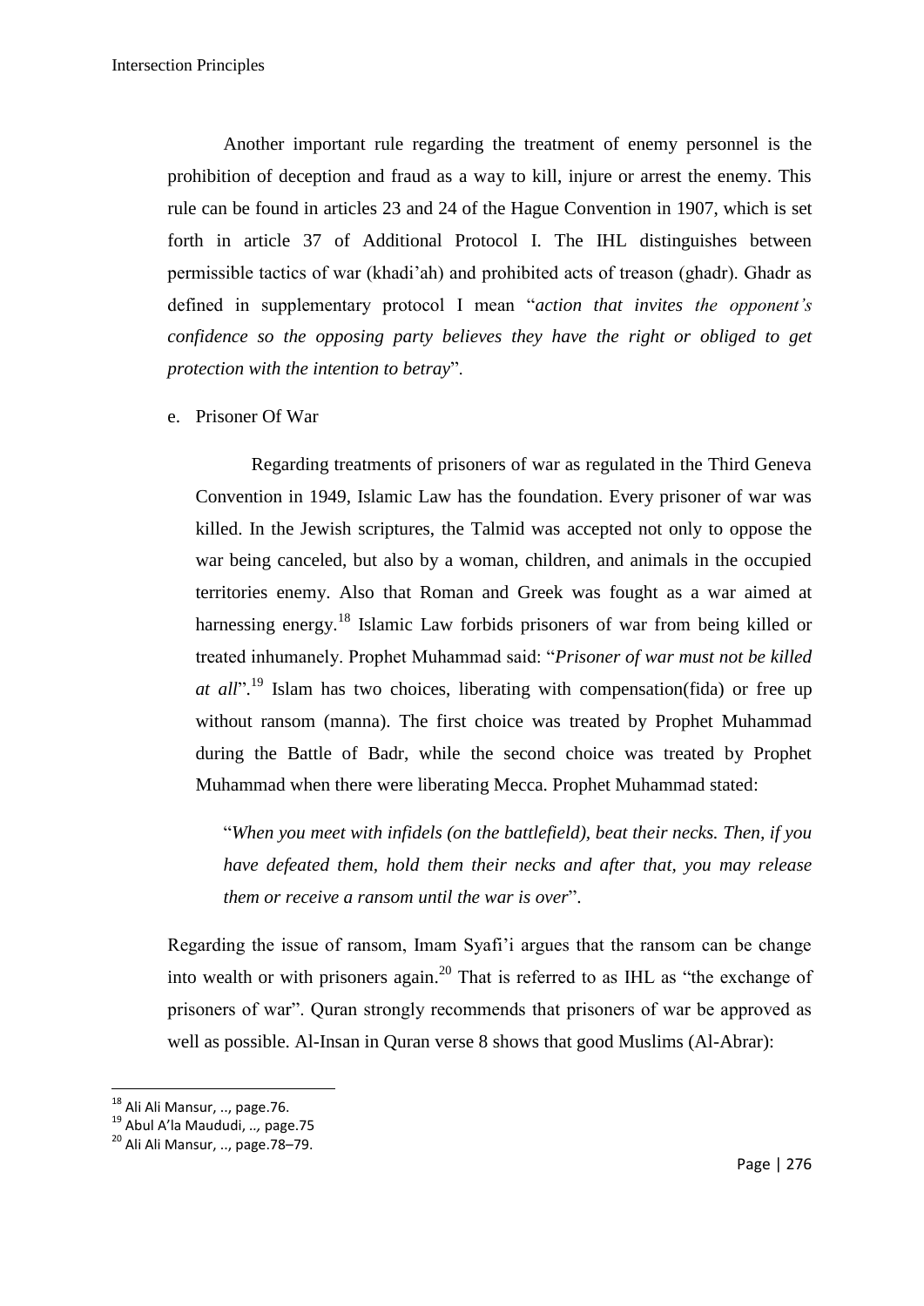Another important rule regarding the treatment of enemy personnel is the prohibition of deception and fraud as a way to kill, injure or arrest the enemy. This rule can be found in articles 23 and 24 of the Hague Convention in 1907, which is set forth in article 37 of Additional Protocol I. The IHL distinguishes between permissible tactics of war (khadi'ah) and prohibited acts of treason (ghadr). Ghadr as defined in supplementary protocol I mean "*action that invites the opponent's confidence so the opposing party believes they have the right or obliged to get protection with the intention to betray*".

e. Prisoner Of War

Regarding treatments of prisoners of war as regulated in the Third Geneva Convention in 1949, Islamic Law has the foundation. Every prisoner of war was killed. In the Jewish scriptures, the Talmid was accepted not only to oppose the war being canceled, but also by a woman, children, and animals in the occupied territories enemy. Also that Roman and Greek was fought as a war aimed at harnessing energy.[18] Islamic Law forbids prisoners of war from being killed or treated inhumanely. Prophet Muhammad said: "*Prisoner of war must not be killed at all*".[19] Islam has two choices, liberating with compensation(fida) or free up without ransom (manna). The first choice was treated by Prophet Muhammad during the Battle of Badr, while the second choice was treated by Prophet Muhammad when there were liberating Mecca. Prophet Muhammad stated:

> "*When you meet with infidels (on the battlefield), beat their necks. Then, if you have defeated them, hold them their necks and after that, you may release them or receive a ransom until the war is over*".

Regarding the issue of ransom, Imam Syafi'i argues that the ransom can be change into wealth or with prisoners again.[20] That is referred to as IHL as "the exchange of prisoners of war". Quran strongly recommends that prisoners of war be approved as well as possible. Al-Insan in Quran verse 8 shows that good Muslims (Al-Abrar):

---

[18] Ali Ali Mansur, .., page.76.

[19] Abul A'la Maududi, .., page.75

[20] Ali Ali Mansur, .., page.78–79.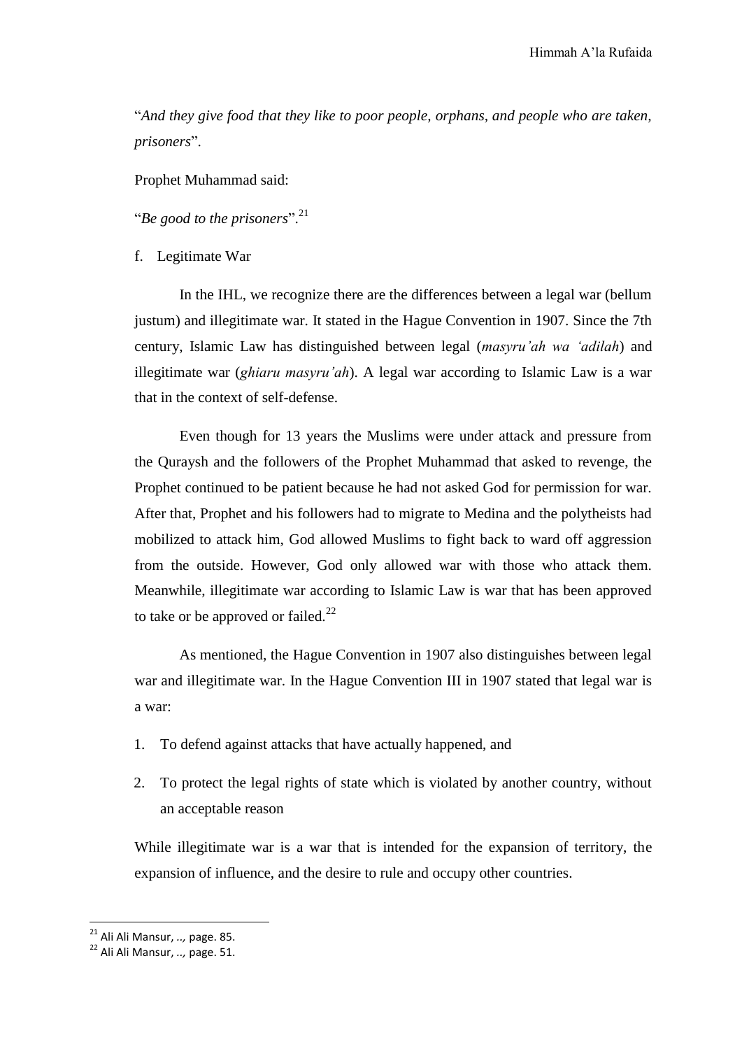"*And they give food that they like to poor people, orphans, and people who are taken, prisoners*".

Prophet Muhammad said:

"*Be good to the prisoners*".[21]

f. Legitimate War

In the IHL, we recognize there are the differences between a legal war (bellum justum) and illegitimate war. It stated in the Hague Convention in 1907. Since the 7th century, Islamic Law has distinguished between legal (*masyru'ah wa 'adilah*) and illegitimate war (*ghiaru masyru'ah*). A legal war according to Islamic Law is a war that in the context of self-defense.

Even though for 13 years the Muslims were under attack and pressure from the Quraysh and the followers of the Prophet Muhammad that asked to revenge, the Prophet continued to be patient because he had not asked God for permission for war. After that, Prophet and his followers had to migrate to Medina and the polytheists had mobilized to attack him, God allowed Muslims to fight back to ward off aggression from the outside. However, God only allowed war with those who attack them. Meanwhile, illegitimate war according to Islamic Law is war that has been approved to take or be approved or failed.[22]

As mentioned, the Hague Convention in 1907 also distinguishes between legal war and illegitimate war. In the Hague Convention III in 1907 stated that legal war is a war:

1. To defend against attacks that have actually happened, and
2. To protect the legal rights of state which is violated by another country, without an acceptable reason

While illegitimate war is a war that is intended for the expansion of territory, the expansion of influence, and the desire to rule and occupy other countries.

---

[21] Ali Ali Mansur, .., page. 85.

[22] Ali Ali Mansur, .., page. 51.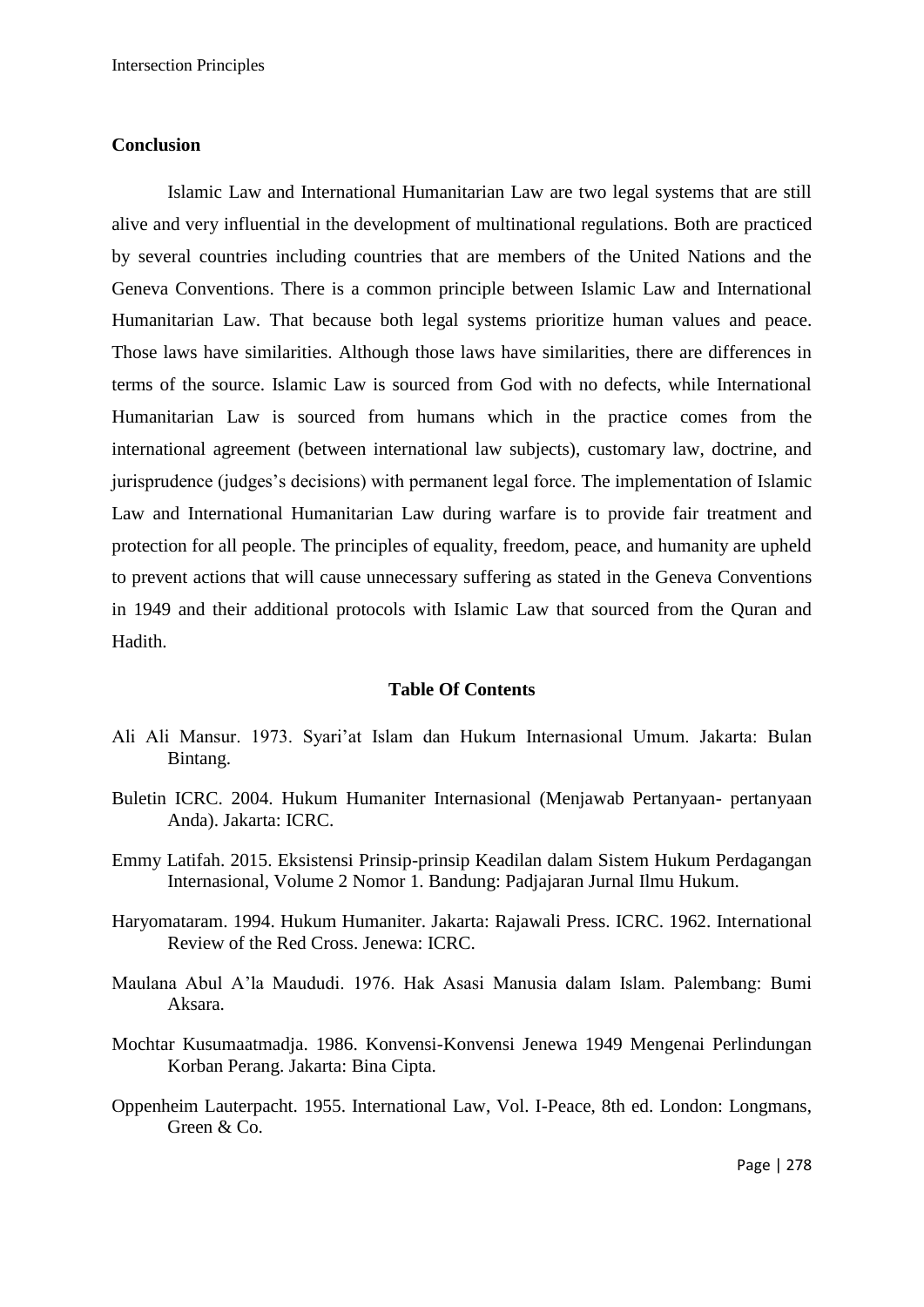## Conclusion

Islamic Law and International Humanitarian Law are two legal systems that are still alive and very influential in the development of multinational regulations. Both are practiced by several countries including countries that are members of the United Nations and the Geneva Conventions. There is a common principle between Islamic Law and International Humanitarian Law. That because both legal systems prioritize human values and peace. Those laws have similarities. Although those laws have similarities, there are differences in terms of the source. Islamic Law is sourced from God with no defects, while International Humanitarian Law is sourced from humans which in the practice comes from the international agreement (between international law subjects), customary law, doctrine, and jurisprudence (judges's decisions) with permanent legal force. The implementation of Islamic Law and International Humanitarian Law during warfare is to provide fair treatment and protection for all people. The principles of equality, freedom, peace, and humanity are upheld to prevent actions that will cause unnecessary suffering as stated in the Geneva Conventions in 1949 and their additional protocols with Islamic Law that sourced from the Quran and Hadith.

## Table Of Contents

Ali Ali Mansur. 1973. Syari'at Islam dan Hukum Internasional Umum. Jakarta: Bulan Bintang.

Buletin ICRC. 2004. Hukum Humaniter Internasional (Menjawab Pertanyaan- pertanyaan Anda). Jakarta: ICRC.

Emmy Latifah. 2015. Eksistensi Prinsip-prinsip Keadilan dalam Sistem Hukum Perdagangan Internasional, Volume 2 Nomor 1. Bandung: Padjajaran Jurnal Ilmu Hukum.

Haryomataram. 1994. Hukum Humaniter. Jakarta: Rajawali Press. ICRC. 1962. International Review of the Red Cross. Jenewa: ICRC.

Maulana Abul A'la Maududi. 1976. Hak Asasi Manusia dalam Islam. Palembang: Bumi Aksara.

Mochtar Kusumaatmadja. 1986. Konvensi-Konvensi Jenewa 1949 Mengenai Perlindungan Korban Perang. Jakarta: Bina Cipta.

Oppenheim Lauterpacht. 1955. International Law, Vol. I-Peace, 8th ed. London: Longmans, Green & Co.